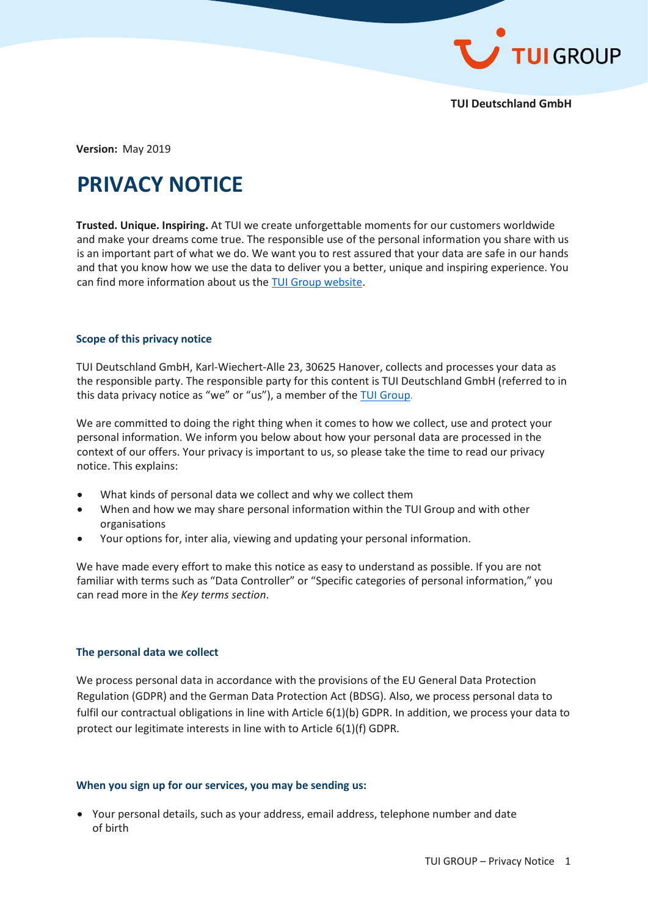**TUI Deutschland GmbH**

**Version:** May 2019

# PRIVACY NOTICE

**Trusted. Unique. Inspiring.** At TUI we create unforgettable moments for our customers worldwide and make your dreams come true. The responsible use of the personal information you share with us is an important part of what we do. We want you to rest assured that your data are safe in our hands and that you know how we use the data to deliver you a better, unique and inspiring experience. You can find more information about us the TUI Group website.

### Scope of this privacy notice

TUI Deutschland GmbH, Karl-Wiechert-Alle 23, 30625 Hanover, collects and processes your data as the responsible party. The responsible party for this content is TUI Deutschland GmbH (referred to in this data privacy notice as "we" or "us"), a member of the TUI Group.

We are committed to doing the right thing when it comes to how we collect, use and protect your personal information. We inform you below about how your personal data are processed in the context of our offers. Your privacy is important to us, so please take the time to read our privacy notice. This explains:

- What kinds of personal data we collect and why we collect them
- When and how we may share personal information within the TUI Group and with other organisations
- Your options for, inter alia, viewing and updating your personal information.

We have made every effort to make this notice as easy to understand as possible. If you are not familiar with terms such as "Data Controller" or "Specific categories of personal information," you can read more in the *Key terms section*.

### The personal data we collect

We process personal data in accordance with the provisions of the EU General Data Protection Regulation (GDPR) and the German Data Protection Act (BDSG). Also, we process personal data to fulfil our contractual obligations in line with Article 6(1)(b) GDPR. In addition, we process your data to protect our legitimate interests in line with to Article 6(1)(f) GDPR.

### When you sign up for our services, you may be sending us:

- Your personal details, such as your address, email address, telephone number and date of birth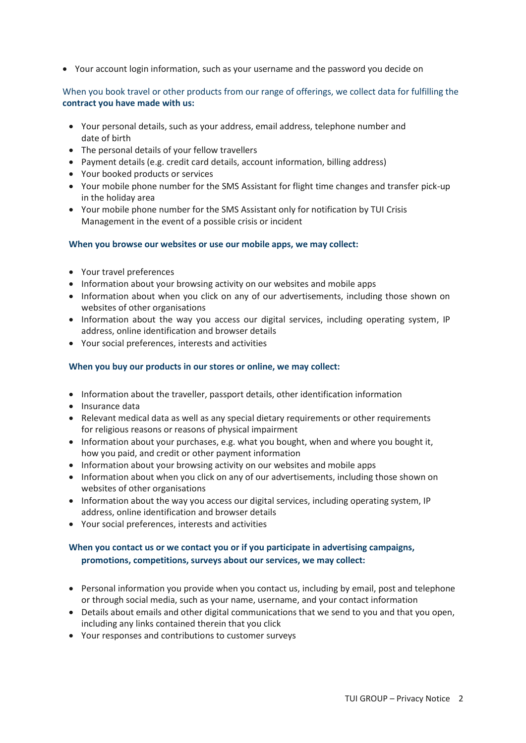- Your account login information, such as your username and the password you decide on

When you book travel or other products from our range of offerings, we collect data for fulfilling the **contract you have made with us:**

- Your personal details, such as your address, email address, telephone number and date of birth
- The personal details of your fellow travellers
- Payment details (e.g. credit card details, account information, billing address)
- Your booked products or services
- Your mobile phone number for the SMS Assistant for flight time changes and transfer pick-up in the holiday area
- Your mobile phone number for the SMS Assistant only for notification by TUI Crisis Management in the event of a possible crisis or incident

**When you browse our websites or use our mobile apps, we may collect:**

- Your travel preferences
- Information about your browsing activity on our websites and mobile apps
- Information about when you click on any of our advertisements, including those shown on websites of other organisations
- Information about the way you access our digital services, including operating system, IP address, online identification and browser details
- Your social preferences, interests and activities

**When you buy our products in our stores or online, we may collect:**

- Information about the traveller, passport details, other identification information
- Insurance data
- Relevant medical data as well as any special dietary requirements or other requirements for religious reasons or reasons of physical impairment
- Information about your purchases, e.g. what you bought, when and where you bought it, how you paid, and credit or other payment information
- Information about your browsing activity on our websites and mobile apps
- Information about when you click on any of our advertisements, including those shown on websites of other organisations
- Information about the way you access our digital services, including operating system, IP address, online identification and browser details
- Your social preferences, interests and activities

**When you contact us or we contact you or if you participate in advertising campaigns, promotions, competitions, surveys about our services, we may collect:**

- Personal information you provide when you contact us, including by email, post and telephone or through social media, such as your name, username, and your contact information
- Details about emails and other digital communications that we send to you and that you open, including any links contained therein that you click
- Your responses and contributions to customer surveys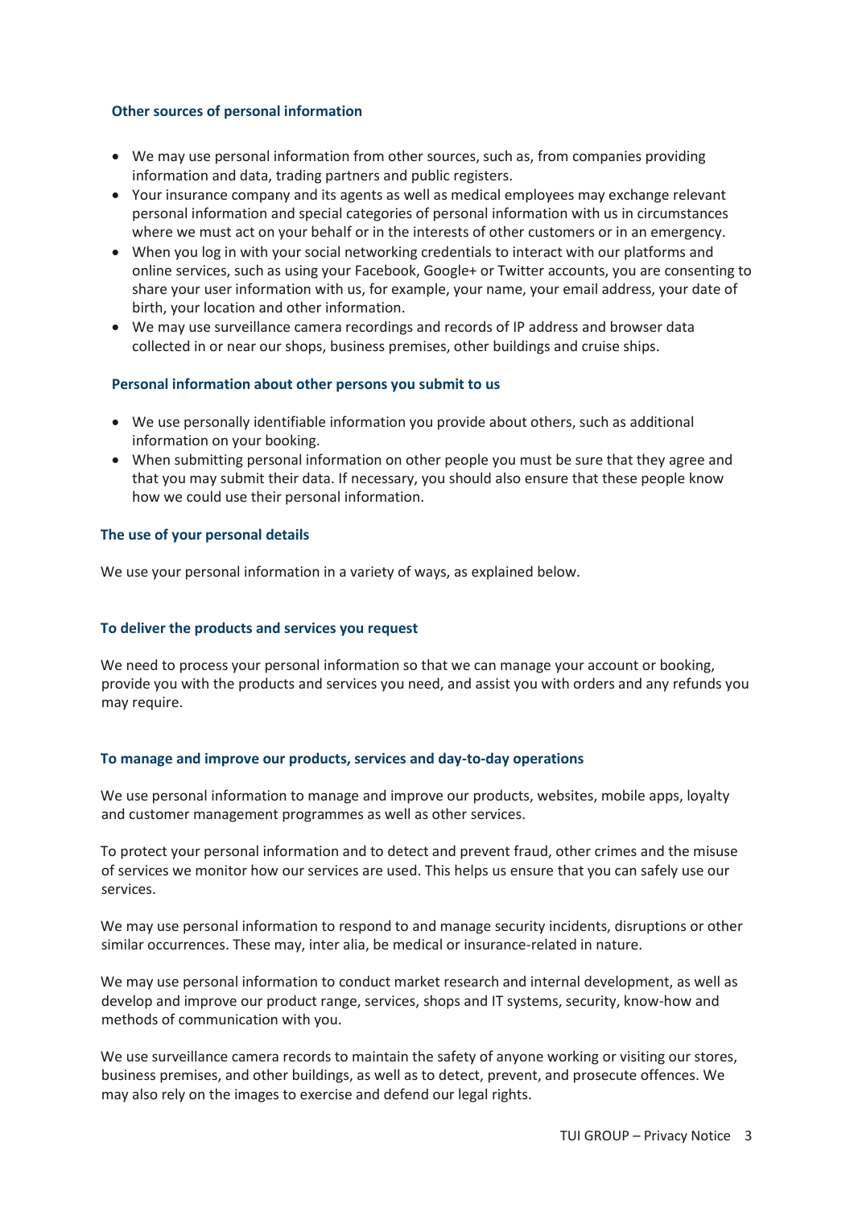### Other sources of personal information

- We may use personal information from other sources, such as, from companies providing information and data, trading partners and public registers.
- Your insurance company and its agents as well as medical employees may exchange relevant personal information and special categories of personal information with us in circumstances where we must act on your behalf or in the interests of other customers or in an emergency.
- When you log in with your social networking credentials to interact with our platforms and online services, such as using your Facebook, Google+ or Twitter accounts, you are consenting to share your user information with us, for example, your name, your email address, your date of birth, your location and other information.
- We may use surveillance camera recordings and records of IP address and browser data collected in or near our shops, business premises, other buildings and cruise ships.

### Personal information about other persons you submit to us

- We use personally identifiable information you provide about others, such as additional information on your booking.
- When submitting personal information on other people you must be sure that they agree and that you may submit their data. If necessary, you should also ensure that these people know how we could use their personal information.

### The use of your personal details

We use your personal information in a variety of ways, as explained below.

### To deliver the products and services you request

We need to process your personal information so that we can manage your account or booking, provide you with the products and services you need, and assist you with orders and any refunds you may require.

### To manage and improve our products, services and day-to-day operations

We use personal information to manage and improve our products, websites, mobile apps, loyalty and customer management programmes as well as other services.

To protect your personal information and to detect and prevent fraud, other crimes and the misuse of services we monitor how our services are used. This helps us ensure that you can safely use our services.

We may use personal information to respond to and manage security incidents, disruptions or other similar occurrences. These may, inter alia, be medical or insurance-related in nature.

We may use personal information to conduct market research and internal development, as well as develop and improve our product range, services, shops and IT systems, security, know-how and methods of communication with you.

We use surveillance camera records to maintain the safety of anyone working or visiting our stores, business premises, and other buildings, as well as to detect, prevent, and prosecute offences. We may also rely on the images to exercise and defend our legal rights.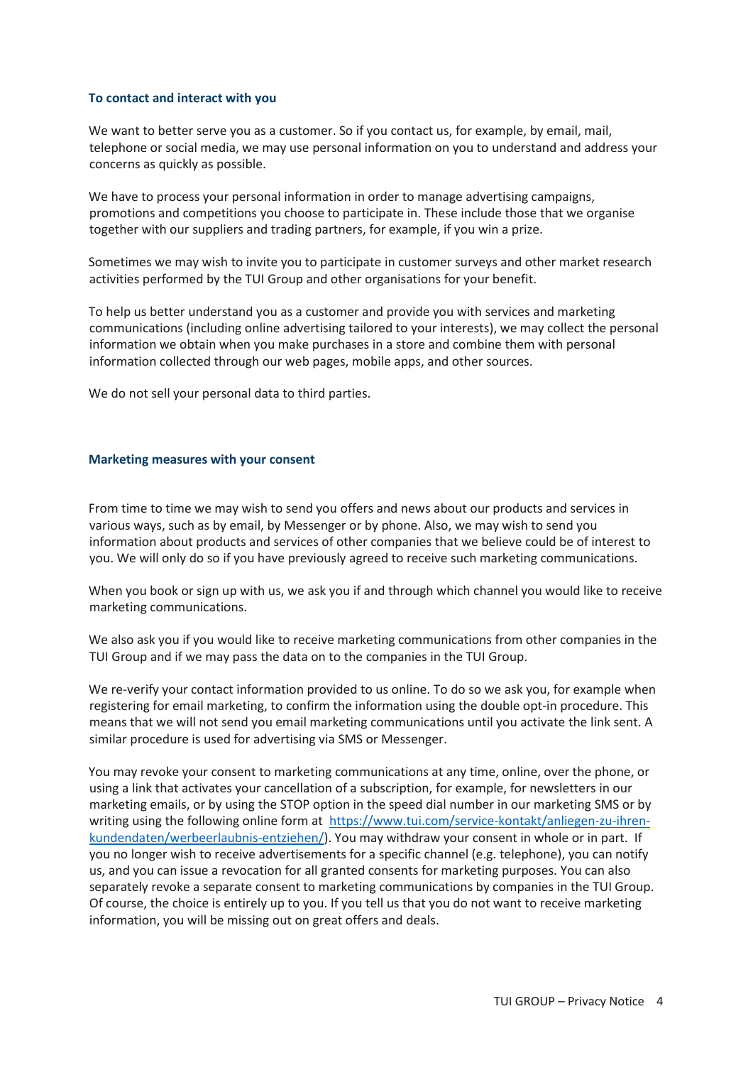### To contact and interact with you

We want to better serve you as a customer. So if you contact us, for example, by email, mail, telephone or social media, we may use personal information on you to understand and address your concerns as quickly as possible.

We have to process your personal information in order to manage advertising campaigns, promotions and competitions you choose to participate in. These include those that we organise together with our suppliers and trading partners, for example, if you win a prize.

Sometimes we may wish to invite you to participate in customer surveys and other market research activities performed by the TUI Group and other organisations for your benefit.

To help us better understand you as a customer and provide you with services and marketing communications (including online advertising tailored to your interests), we may collect the personal information we obtain when you make purchases in a store and combine them with personal information collected through our web pages, mobile apps, and other sources.

We do not sell your personal data to third parties.

### Marketing measures with your consent

From time to time we may wish to send you offers and news about our products and services in various ways, such as by email, by Messenger or by phone. Also, we may wish to send you information about products and services of other companies that we believe could be of interest to you. We will only do so if you have previously agreed to receive such marketing communications.

When you book or sign up with us, we ask you if and through which channel you would like to receive marketing communications.

We also ask you if you would like to receive marketing communications from other companies in the TUI Group and if we may pass the data on to the companies in the TUI Group.

We re-verify your contact information provided to us online. To do so we ask you, for example when registering for email marketing, to confirm the information using the double opt-in procedure. This means that we will not send you email marketing communications until you activate the link sent. A similar procedure is used for advertising via SMS or Messenger.

You may revoke your consent to marketing communications at any time, online, over the phone, or using a link that activates your cancellation of a subscription, for example, for newsletters in our marketing emails, or by using the STOP option in the speed dial number in our marketing SMS or by writing using the following online form at [https://www.tui.com/service-kontakt/anliegen-zu-ihren-kundendaten/werbeerlaubnis-entziehen/](https://www.tui.com/service-kontakt/anliegen-zu-ihren-kundendaten/werbeerlaubnis-entziehen/)). You may withdraw your consent in whole or in part. If you no longer wish to receive advertisements for a specific channel (e.g. telephone), you can notify us, and you can issue a revocation for all granted consents for marketing purposes. You can also separately revoke a separate consent to marketing communications by companies in the TUI Group. Of course, the choice is entirely up to you. If you tell us that you do not want to receive marketing information, you will be missing out on great offers and deals.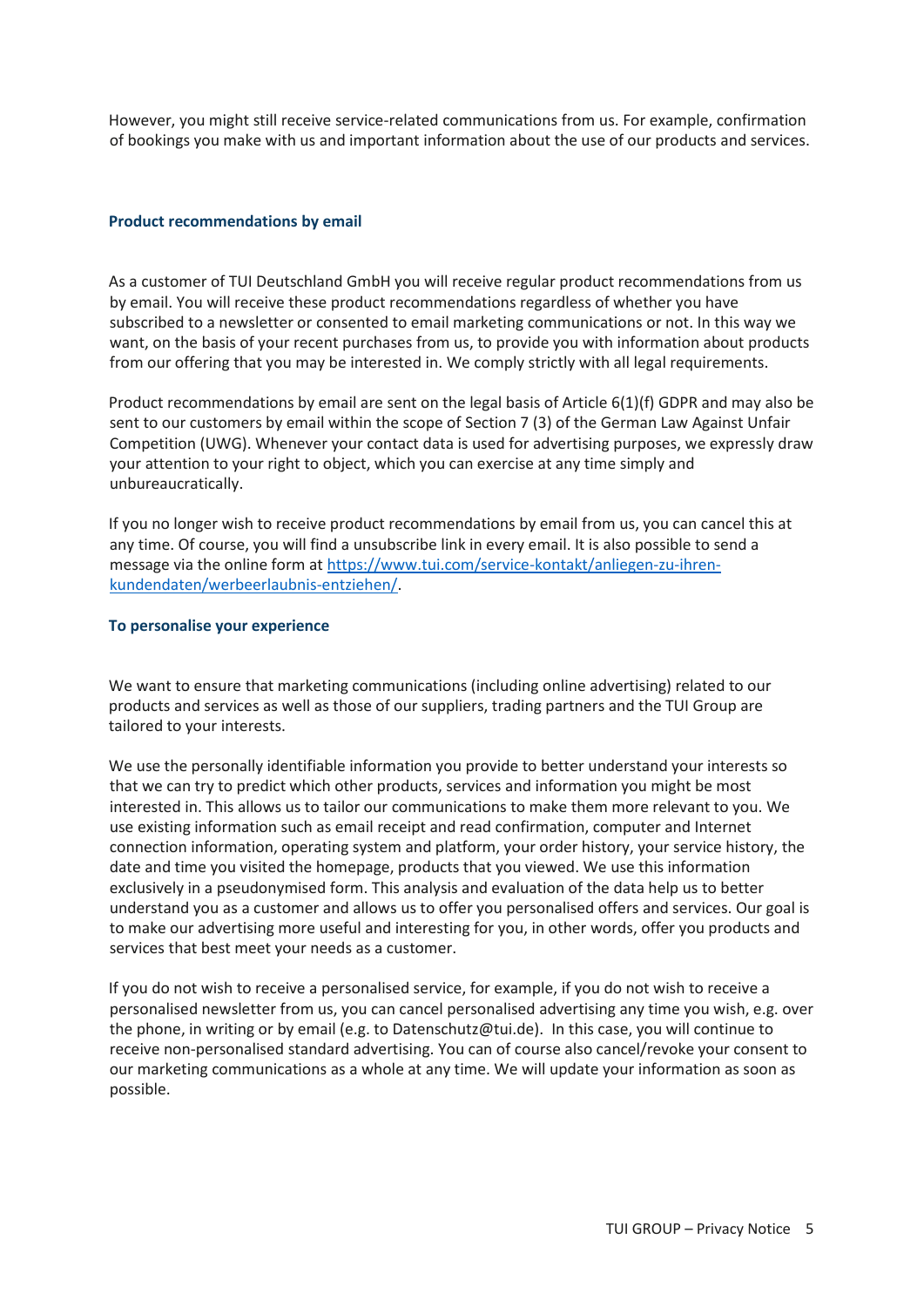However, you might still receive service-related communications from us. For example, confirmation of bookings you make with us and important information about the use of our products and services.

### Product recommendations by email

As a customer of TUI Deutschland GmbH you will receive regular product recommendations from us by email. You will receive these product recommendations regardless of whether you have subscribed to a newsletter or consented to email marketing communications or not. In this way we want, on the basis of your recent purchases from us, to provide you with information about products from our offering that you may be interested in. We comply strictly with all legal requirements.

Product recommendations by email are sent on the legal basis of Article 6(1)(f) GDPR and may also be sent to our customers by email within the scope of Section 7 (3) of the German Law Against Unfair Competition (UWG). Whenever your contact data is used for advertising purposes, we expressly draw your attention to your right to object, which you can exercise at any time simply and unbureaucratically.

If you no longer wish to receive product recommendations by email from us, you can cancel this at any time. Of course, you will find a unsubscribe link in every email. It is also possible to send a message via the online form at [https://www.tui.com/service-kontakt/anliegen-zu-ihren-kundendaten/werbeerlaubnis-entziehen/](https://www.tui.com/service-kontakt/anliegen-zu-ihren-kundendaten/werbeerlaubnis-entziehen/).

### To personalise your experience

We want to ensure that marketing communications (including online advertising) related to our products and services as well as those of our suppliers, trading partners and the TUI Group are tailored to your interests.

We use the personally identifiable information you provide to better understand your interests so that we can try to predict which other products, services and information you might be most interested in. This allows us to tailor our communications to make them more relevant to you. We use existing information such as email receipt and read confirmation, computer and Internet connection information, operating system and platform, your order history, your service history, the date and time you visited the homepage, products that you viewed. We use this information exclusively in a pseudonymised form. This analysis and evaluation of the data help us to better understand you as a customer and allows us to offer you personalised offers and services. Our goal is to make our advertising more useful and interesting for you, in other words, offer you products and services that best meet your needs as a customer.

If you do not wish to receive a personalised service, for example, if you do not wish to receive a personalised newsletter from us, you can cancel personalised advertising any time you wish, e.g. over the phone, in writing or by email (e.g. to Datenschutz@tui.de). In this case, you will continue to receive non-personalised standard advertising. You can of course also cancel/revoke your consent to our marketing communications as a whole at any time. We will update your information as soon as possible.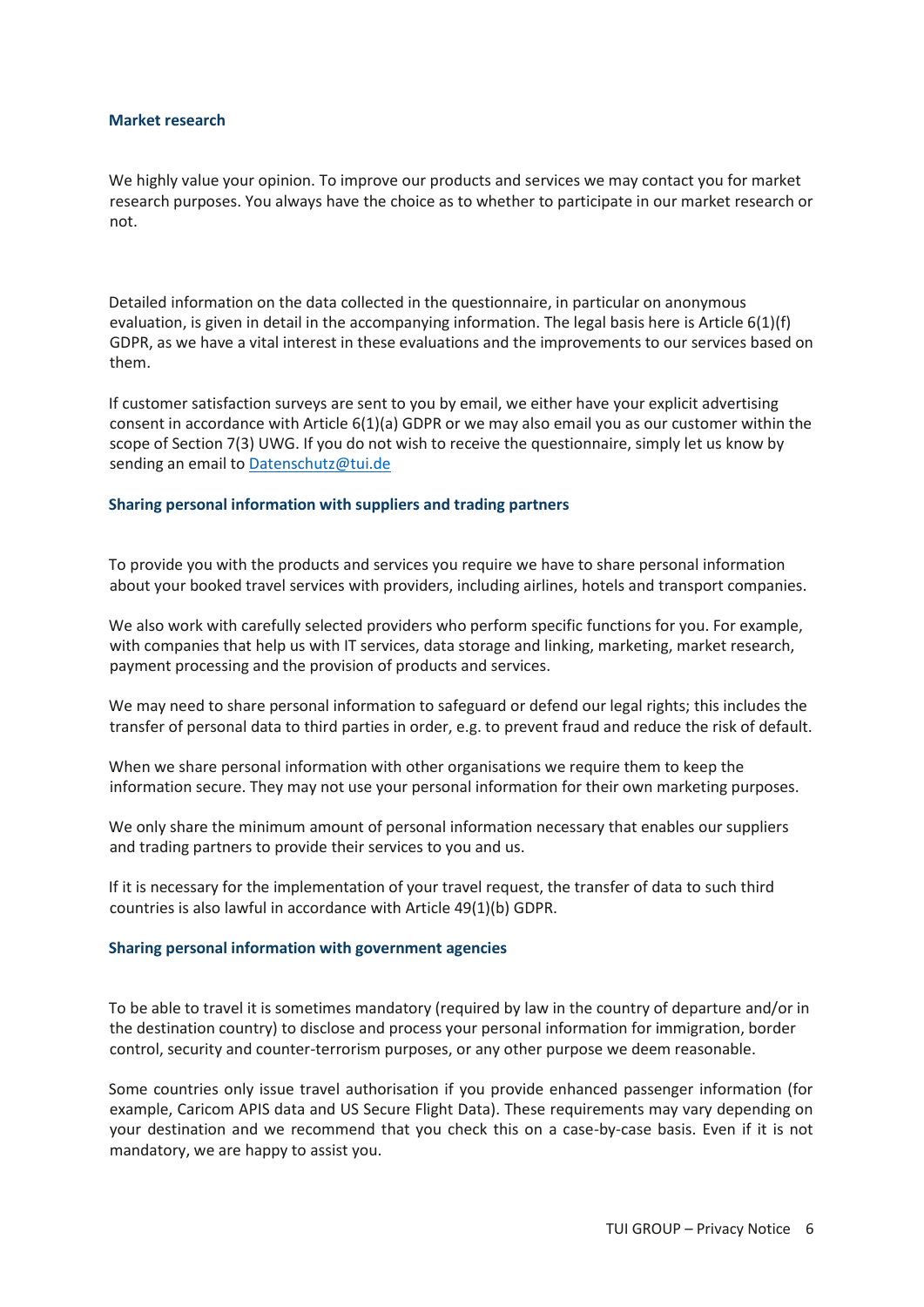### Market research

We highly value your opinion. To improve our products and services we may contact you for market research purposes. You always have the choice as to whether to participate in our market research or not.

Detailed information on the data collected in the questionnaire, in particular on anonymous evaluation, is given in detail in the accompanying information. The legal basis here is Article 6(1)(f) GDPR, as we have a vital interest in these evaluations and the improvements to our services based on them.

If customer satisfaction surveys are sent to you by email, we either have your explicit advertising consent in accordance with Article 6(1)(a) GDPR or we may also email you as our customer within the scope of Section 7(3) UWG. If you do not wish to receive the questionnaire, simply let us know by sending an email to [Datenschutz@tui.de](mailto:Datenschutz@tui.de)

### Sharing personal information with suppliers and trading partners

To provide you with the products and services you require we have to share personal information about your booked travel services with providers, including airlines, hotels and transport companies.

We also work with carefully selected providers who perform specific functions for you. For example, with companies that help us with IT services, data storage and linking, marketing, market research, payment processing and the provision of products and services.

We may need to share personal information to safeguard or defend our legal rights; this includes the transfer of personal data to third parties in order, e.g. to prevent fraud and reduce the risk of default.

When we share personal information with other organisations we require them to keep the information secure. They may not use your personal information for their own marketing purposes.

We only share the minimum amount of personal information necessary that enables our suppliers and trading partners to provide their services to you and us.

If it is necessary for the implementation of your travel request, the transfer of data to such third countries is also lawful in accordance with Article 49(1)(b) GDPR.

### Sharing personal information with government agencies

To be able to travel it is sometimes mandatory (required by law in the country of departure and/or in the destination country) to disclose and process your personal information for immigration, border control, security and counter-terrorism purposes, or any other purpose we deem reasonable.

Some countries only issue travel authorisation if you provide enhanced passenger information (for example, Caricom APIS data and US Secure Flight Data). These requirements may vary depending on your destination and we recommend that you check this on a case-by-case basis. Even if it is not mandatory, we are happy to assist you.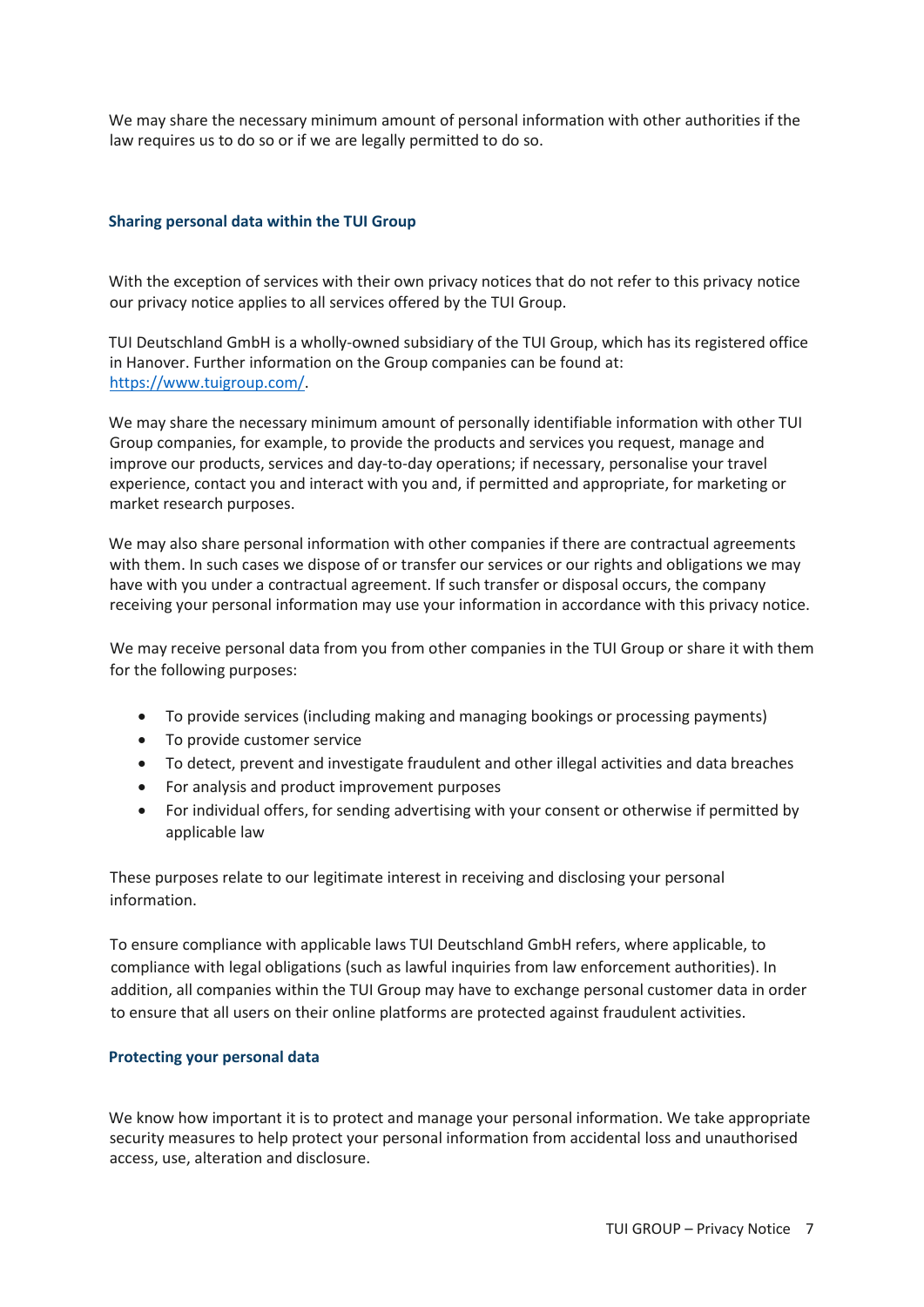We may share the necessary minimum amount of personal information with other authorities if the law requires us to do so or if we are legally permitted to do so.

### Sharing personal data within the TUI Group

With the exception of services with their own privacy notices that do not refer to this privacy notice our privacy notice applies to all services offered by the TUI Group.

TUI Deutschland GmbH is a wholly-owned subsidiary of the TUI Group, which has its registered office in Hanover. Further information on the Group companies can be found at: https://www.tuigroup.com/.

We may share the necessary minimum amount of personally identifiable information with other TUI Group companies, for example, to provide the products and services you request, manage and improve our products, services and day-to-day operations; if necessary, personalise your travel experience, contact you and interact with you and, if permitted and appropriate, for marketing or market research purposes.

We may also share personal information with other companies if there are contractual agreements with them. In such cases we dispose of or transfer our services or our rights and obligations we may have with you under a contractual agreement. If such transfer or disposal occurs, the company receiving your personal information may use your information in accordance with this privacy notice.

We may receive personal data from you from other companies in the TUI Group or share it with them for the following purposes:

- To provide services (including making and managing bookings or processing payments)
- To provide customer service
- To detect, prevent and investigate fraudulent and other illegal activities and data breaches
- For analysis and product improvement purposes
- For individual offers, for sending advertising with your consent or otherwise if permitted by applicable law

These purposes relate to our legitimate interest in receiving and disclosing your personal information.

To ensure compliance with applicable laws TUI Deutschland GmbH refers, where applicable, to compliance with legal obligations (such as lawful inquiries from law enforcement authorities). In addition, all companies within the TUI Group may have to exchange personal customer data in order to ensure that all users on their online platforms are protected against fraudulent activities.

### Protecting your personal data

We know how important it is to protect and manage your personal information. We take appropriate security measures to help protect your personal information from accidental loss and unauthorised access, use, alteration and disclosure.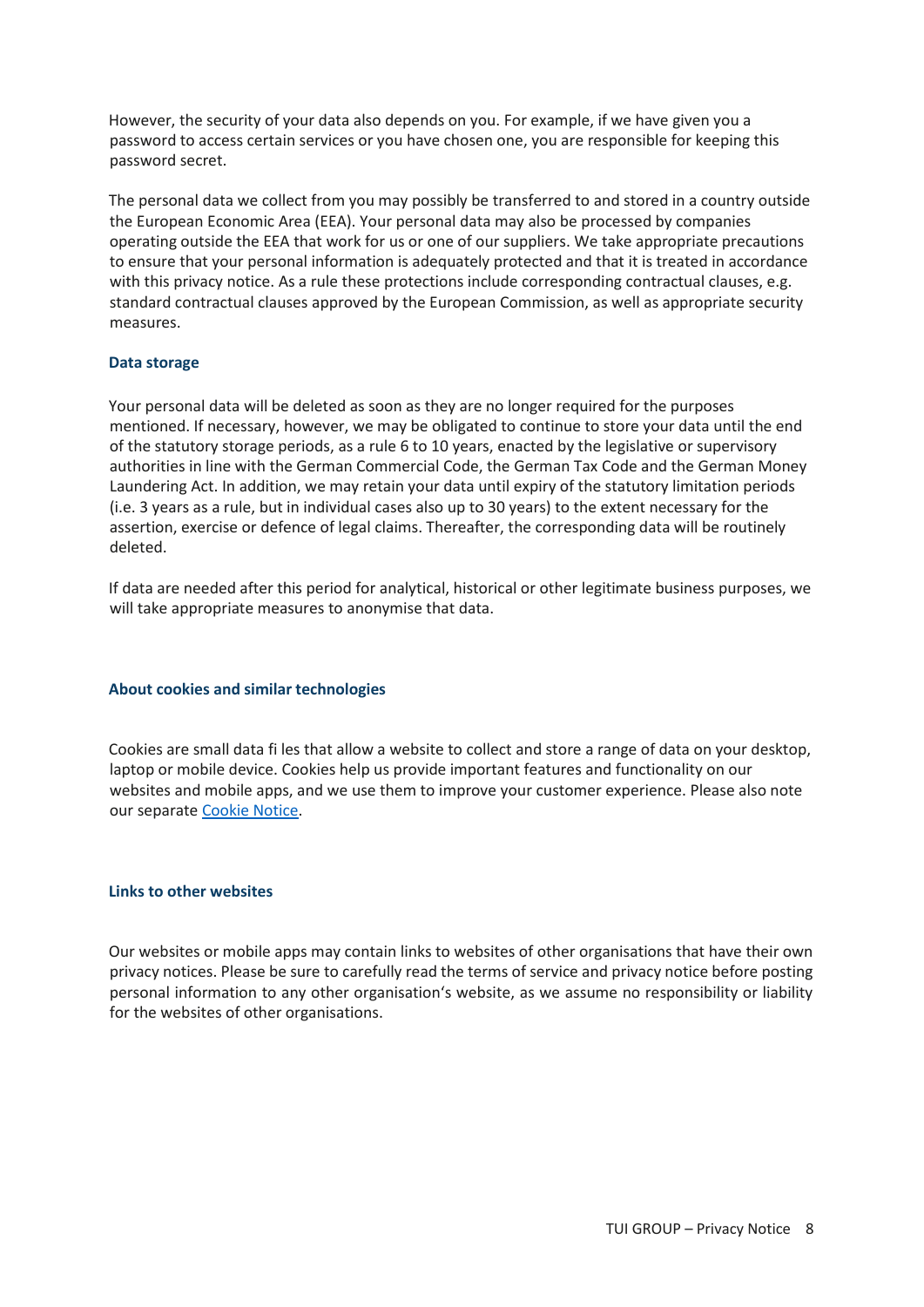However, the security of your data also depends on you. For example, if we have given you a password to access certain services or you have chosen one, you are responsible for keeping this password secret.

The personal data we collect from you may possibly be transferred to and stored in a country outside the European Economic Area (EEA). Your personal data may also be processed by companies operating outside the EEA that work for us or one of our suppliers. We take appropriate precautions to ensure that your personal information is adequately protected and that it is treated in accordance with this privacy notice. As a rule these protections include corresponding contractual clauses, e.g. standard contractual clauses approved by the European Commission, as well as appropriate security measures.

### Data storage

Your personal data will be deleted as soon as they are no longer required for the purposes mentioned. If necessary, however, we may be obligated to continue to store your data until the end of the statutory storage periods, as a rule 6 to 10 years, enacted by the legislative or supervisory authorities in line with the German Commercial Code, the German Tax Code and the German Money Laundering Act. In addition, we may retain your data until expiry of the statutory limitation periods (i.e. 3 years as a rule, but in individual cases also up to 30 years) to the extent necessary for the assertion, exercise or defence of legal claims. Thereafter, the corresponding data will be routinely deleted.

If data are needed after this period for analytical, historical or other legitimate business purposes, we will take appropriate measures to anonymise that data.

### About cookies and similar technologies

Cookies are small data fi les that allow a website to collect and store a range of data on your desktop, laptop or mobile device. Cookies help us provide important features and functionality on our websites and mobile apps, and we use them to improve your customer experience. Please also note our separate Cookie Notice.

### Links to other websites

Our websites or mobile apps may contain links to websites of other organisations that have their own privacy notices. Please be sure to carefully read the terms of service and privacy notice before posting personal information to any other organisation's website, as we assume no responsibility or liability for the websites of other organisations.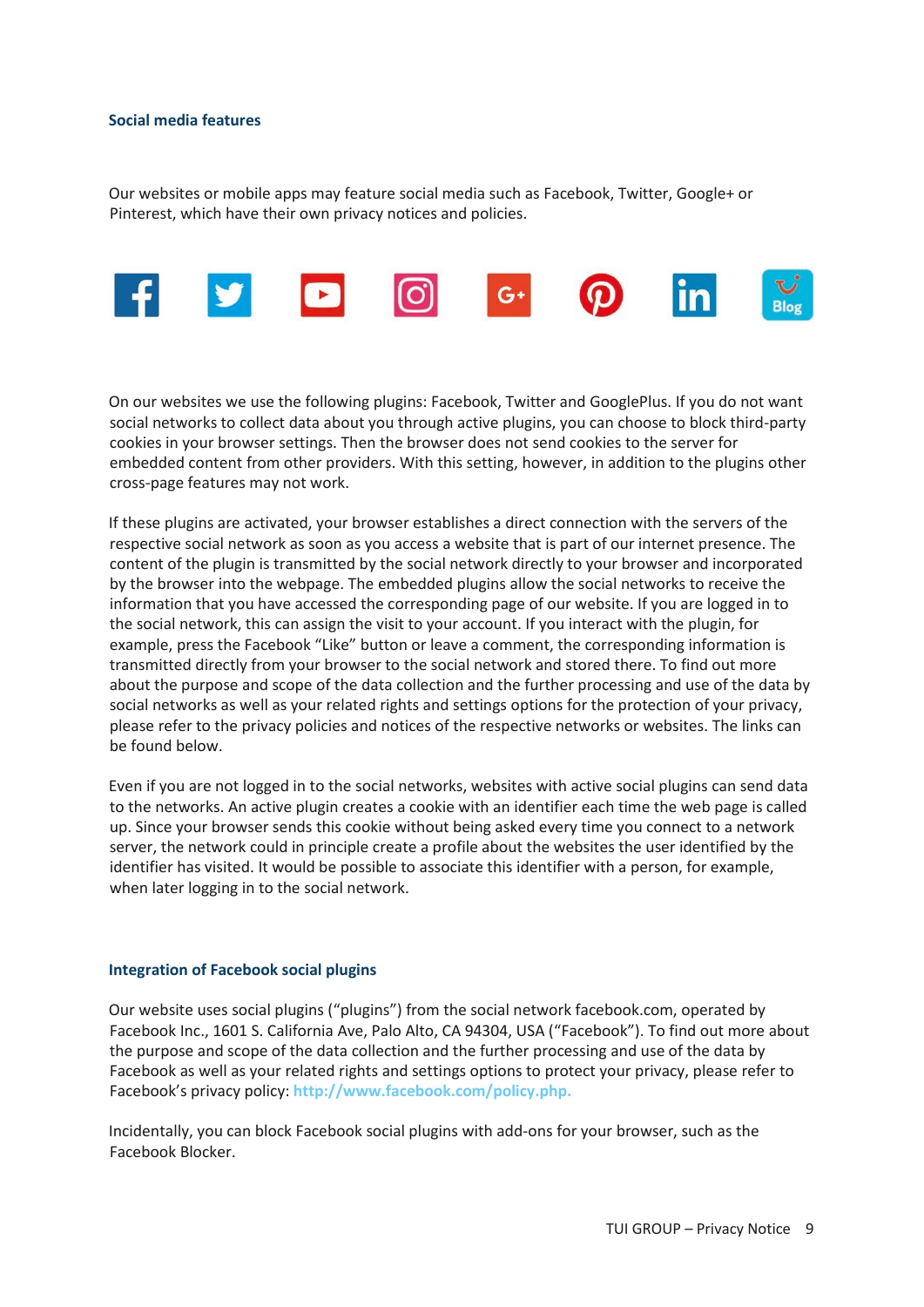### Social media features

Our websites or mobile apps may feature social media such as Facebook, Twitter, Google+ or Pinterest, which have their own privacy notices and policies.

On our websites we use the following plugins: Facebook, Twitter and GooglePlus. If you do not want social networks to collect data about you through active plugins, you can choose to block third-party cookies in your browser settings. Then the browser does not send cookies to the server for embedded content from other providers. With this setting, however, in addition to the plugins other cross-page features may not work.

If these plugins are activated, your browser establishes a direct connection with the servers of the respective social network as soon as you access a website that is part of our internet presence. The content of the plugin is transmitted by the social network directly to your browser and incorporated by the browser into the webpage. The embedded plugins allow the social networks to receive the information that you have accessed the corresponding page of our website. If you are logged in to the social network, this can assign the visit to your account. If you interact with the plugin, for example, press the Facebook "Like" button or leave a comment, the corresponding information is transmitted directly from your browser to the social network and stored there. To find out more about the purpose and scope of the data collection and the further processing and use of the data by social networks as well as your related rights and settings options for the protection of your privacy, please refer to the privacy policies and notices of the respective networks or websites. The links can be found below.

Even if you are not logged in to the social networks, websites with active social plugins can send data to the networks. An active plugin creates a cookie with an identifier each time the web page is called up. Since your browser sends this cookie without being asked every time you connect to a network server, the network could in principle create a profile about the websites the user identified by the identifier has visited. It would be possible to associate this identifier with a person, for example, when later logging in to the social network.

### Integration of Facebook social plugins

Our website uses social plugins ("plugins") from the social network facebook.com, operated by Facebook Inc., 1601 S. California Ave, Palo Alto, CA 94304, USA ("Facebook"). To find out more about the purpose and scope of the data collection and the further processing and use of the data by Facebook as well as your related rights and settings options to protect your privacy, please refer to Facebook's privacy policy: http://www.facebook.com/policy.php.

Incidentally, you can block Facebook social plugins with add-ons for your browser, such as the Facebook Blocker.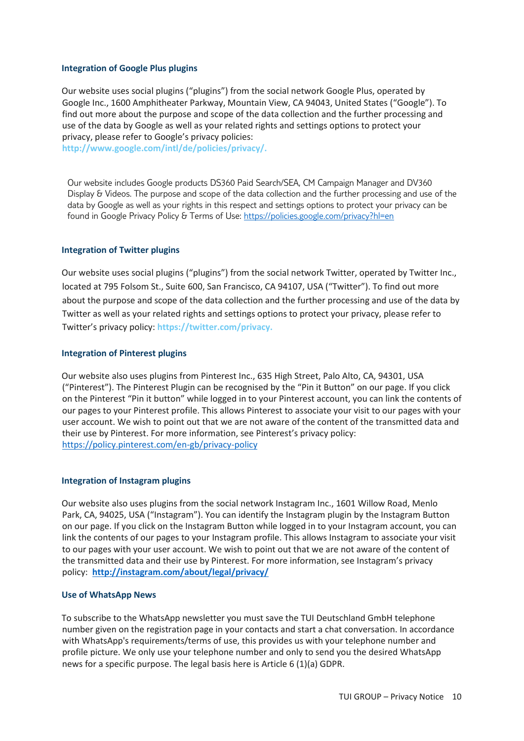### Integration of Google Plus plugins

Our website uses social plugins ("plugins") from the social network Google Plus, operated by Google Inc., 1600 Amphitheater Parkway, Mountain View, CA 94043, United States ("Google"). To find out more about the purpose and scope of the data collection and the further processing and use of the data by Google as well as your related rights and settings options to protect your privacy, please refer to Google's privacy policies:
http://www.google.com/intl/de/policies/privacy/.

Our website includes Google products DS360 Paid Search/SEA, CM Campaign Manager and DV360 Display & Videos. The purpose and scope of the data collection and the further processing and use of the data by Google as well as your rights in this respect and settings options to protect your privacy can be found in Google Privacy Policy & Terms of Use: https://policies.google.com/privacy?hl=en

### Integration of Twitter plugins

Our website uses social plugins ("plugins") from the social network Twitter, operated by Twitter Inc., located at 795 Folsom St., Suite 600, San Francisco, CA 94107, USA ("Twitter"). To find out more about the purpose and scope of the data collection and the further processing and use of the data by Twitter as well as your related rights and settings options to protect your privacy, please refer to Twitter's privacy policy: https://twitter.com/privacy.

### Integration of Pinterest plugins

Our website also uses plugins from Pinterest Inc., 635 High Street, Palo Alto, CA, 94301, USA ("Pinterest"). The Pinterest Plugin can be recognised by the "Pin it Button" on our page. If you click on the Pinterest "Pin it button" while logged in to your Pinterest account, you can link the contents of our pages to your Pinterest profile. This allows Pinterest to associate your visit to our pages with your user account. We wish to point out that we are not aware of the content of the transmitted data and their use by Pinterest. For more information, see Pinterest's privacy policy:
https://policy.pinterest.com/en-gb/privacy-policy

### Integration of Instagram plugins

Our website also uses plugins from the social network Instagram Inc., 1601 Willow Road, Menlo Park, CA, 94025, USA ("Instagram"). You can identify the Instagram plugin by the Instagram Button on our page. If you click on the Instagram Button while logged in to your Instagram account, you can link the contents of our pages to your Instagram profile. This allows Instagram to associate your visit to our pages with your user account. We wish to point out that we are not aware of the content of the transmitted data and their use by Pinterest. For more information, see Instagram's privacy policy: **http://instagram.com/about/legal/privacy/**

### Use of WhatsApp News

To subscribe to the WhatsApp newsletter you must save the TUI Deutschland GmbH telephone number given on the registration page in your contacts and start a chat conversation. In accordance with WhatsApp's requirements/terms of use, this provides us with your telephone number and profile picture. We only use your telephone number and only to send you the desired WhatsApp news for a specific purpose. The legal basis here is Article 6 (1)(a) GDPR.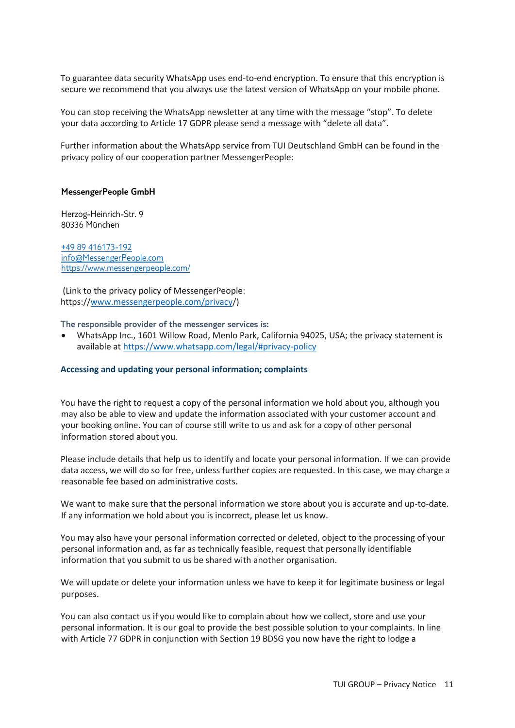To guarantee data security WhatsApp uses end-to-end encryption. To ensure that this encryption is secure we recommend that you always use the latest version of WhatsApp on your mobile phone.

You can stop receiving the WhatsApp newsletter at any time with the message “stop”. To delete your data according to Article 17 GDPR please send a message with “delete all data”.

Further information about the WhatsApp service from TUI Deutschland GmbH can be found in the privacy policy of our cooperation partner MessengerPeople:

**MessengerPeople GmbH**

Herzog-Heinrich-Str. 9
80336 München

+49 89 416173-192
info@MessengerPeople.com
https://www.messengerpeople.com/

(Link to the privacy policy of MessengerPeople: https://www.messengerpeople.com/privacy/)

**The responsible provider of the messenger services is:**

- WhatsApp Inc., 1601 Willow Road, Menlo Park, California 94025, USA; the privacy statement is available at https://www.whatsapp.com/legal/#privacy-policy

### Accessing and updating your personal information; complaints

You have the right to request a copy of the personal information we hold about you, although you may also be able to view and update the information associated with your customer account and your booking online. You can of course still write to us and ask for a copy of other personal information stored about you.

Please include details that help us to identify and locate your personal information. If we can provide data access, we will do so for free, unless further copies are requested. In this case, we may charge a reasonable fee based on administrative costs.

We want to make sure that the personal information we store about you is accurate and up-to-date. If any information we hold about you is incorrect, please let us know.

You may also have your personal information corrected or deleted, object to the processing of your personal information and, as far as technically feasible, request that personally identifiable information that you submit to us be shared with another organisation.

We will update or delete your information unless we have to keep it for legitimate business or legal purposes.

You can also contact us if you would like to complain about how we collect, store and use your personal information. It is our goal to provide the best possible solution to your complaints. In line with Article 77 GDPR in conjunction with Section 19 BDSG you now have the right to lodge a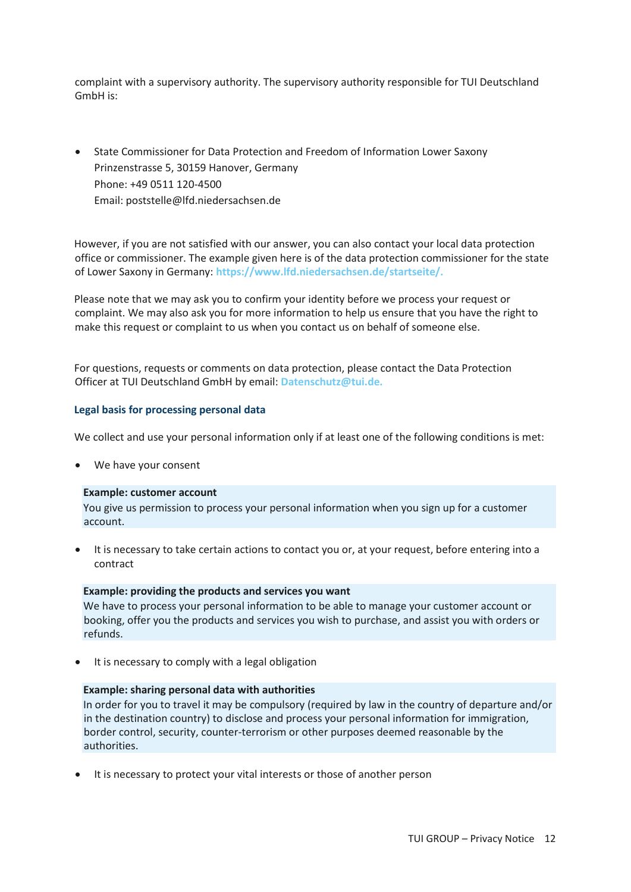complaint with a supervisory authority. The supervisory authority responsible for TUI Deutschland GmbH is:

- State Commissioner for Data Protection and Freedom of Information Lower Saxony
  Prinzenstrasse 5, 30159 Hanover, Germany
  Phone: +49 0511 120-4500
  Email: poststelle@lfd.niedersachsen.de

However, if you are not satisfied with our answer, you can also contact your local data protection office or commissioner. The example given here is of the data protection commissioner for the state of Lower Saxony in Germany: **https://www.lfd.niedersachsen.de/startseite/.**

Please note that we may ask you to confirm your identity before we process your request or complaint. We may also ask you for more information to help us ensure that you have the right to make this request or complaint to us when you contact us on behalf of someone else.

For questions, requests or comments on data protection, please contact the Data Protection Officer at TUI Deutschland GmbH by email: **Datenschutz@tui.de.**

### Legal basis for processing personal data

We collect and use your personal information only if at least one of the following conditions is met:

- We have your consent

**Example: customer account**
You give us permission to process your personal information when you sign up for a customer account.

- It is necessary to take certain actions to contact you or, at your request, before entering into a contract

**Example: providing the products and services you want**
We have to process your personal information to be able to manage your customer account or booking, offer you the products and services you wish to purchase, and assist you with orders or refunds.

- It is necessary to comply with a legal obligation

**Example: sharing personal data with authorities**
In order for you to travel it may be compulsory (required by law in the country of departure and/or in the destination country) to disclose and process your personal information for immigration, border control, security, counter-terrorism or other purposes deemed reasonable by the authorities.

- It is necessary to protect your vital interests or those of another person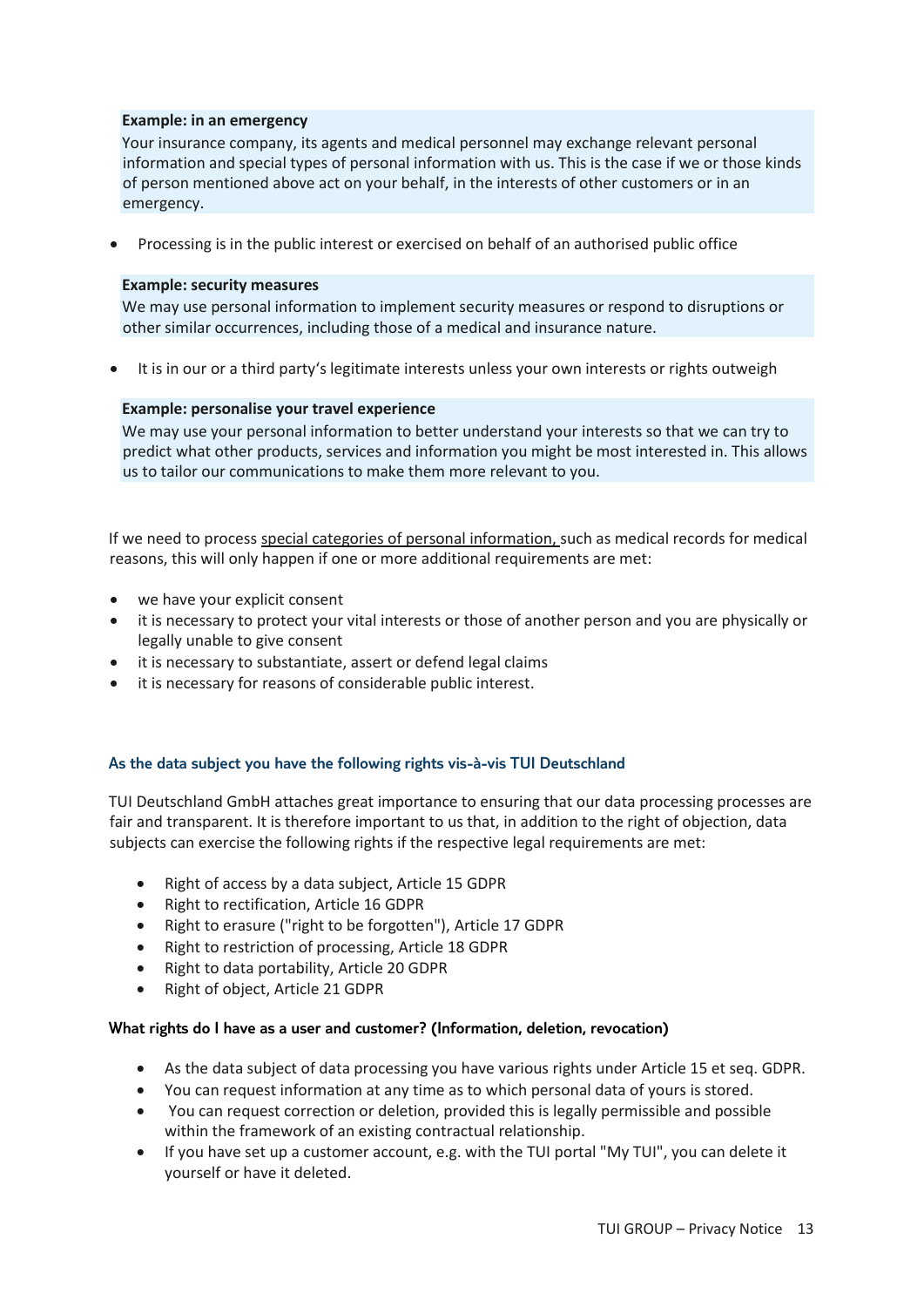**Example: in an emergency**

Your insurance company, its agents and medical personnel may exchange relevant personal information and special types of personal information with us. This is the case if we or those kinds of person mentioned above act on your behalf, in the interests of other customers or in an emergency.

- Processing is in the public interest or exercised on behalf of an authorised public office

**Example: security measures**

We may use personal information to implement security measures or respond to disruptions or other similar occurrences, including those of a medical and insurance nature.

- It is in our or a third party's legitimate interests unless your own interests or rights outweigh

**Example: personalise your travel experience**

We may use your personal information to better understand your interests so that we can try to predict what other products, services and information you might be most interested in. This allows us to tailor our communications to make them more relevant to you.

If we need to process special categories of personal information, such as medical records for medical reasons, this will only happen if one or more additional requirements are met:

- we have your explicit consent
- it is necessary to protect your vital interests or those of another person and you are physically or legally unable to give consent
- it is necessary to substantiate, assert or defend legal claims
- it is necessary for reasons of considerable public interest.

### As the data subject you have the following rights vis-à-vis TUI Deutschland

TUI Deutschland GmbH attaches great importance to ensuring that our data processing processes are fair and transparent. It is therefore important to us that, in addition to the right of objection, data subjects can exercise the following rights if the respective legal requirements are met:

- Right of access by a data subject, Article 15 GDPR
- Right to rectification, Article 16 GDPR
- Right to erasure ("right to be forgotten"), Article 17 GDPR
- Right to restriction of processing, Article 18 GDPR
- Right to data portability, Article 20 GDPR
- Right of object, Article 21 GDPR

### What rights do I have as a user and customer? (Information, deletion, revocation)

- As the data subject of data processing you have various rights under Article 15 et seq. GDPR.
- You can request information at any time as to which personal data of yours is stored.
- You can request correction or deletion, provided this is legally permissible and possible within the framework of an existing contractual relationship.
- If you have set up a customer account, e.g. with the TUI portal "My TUI", you can delete it yourself or have it deleted.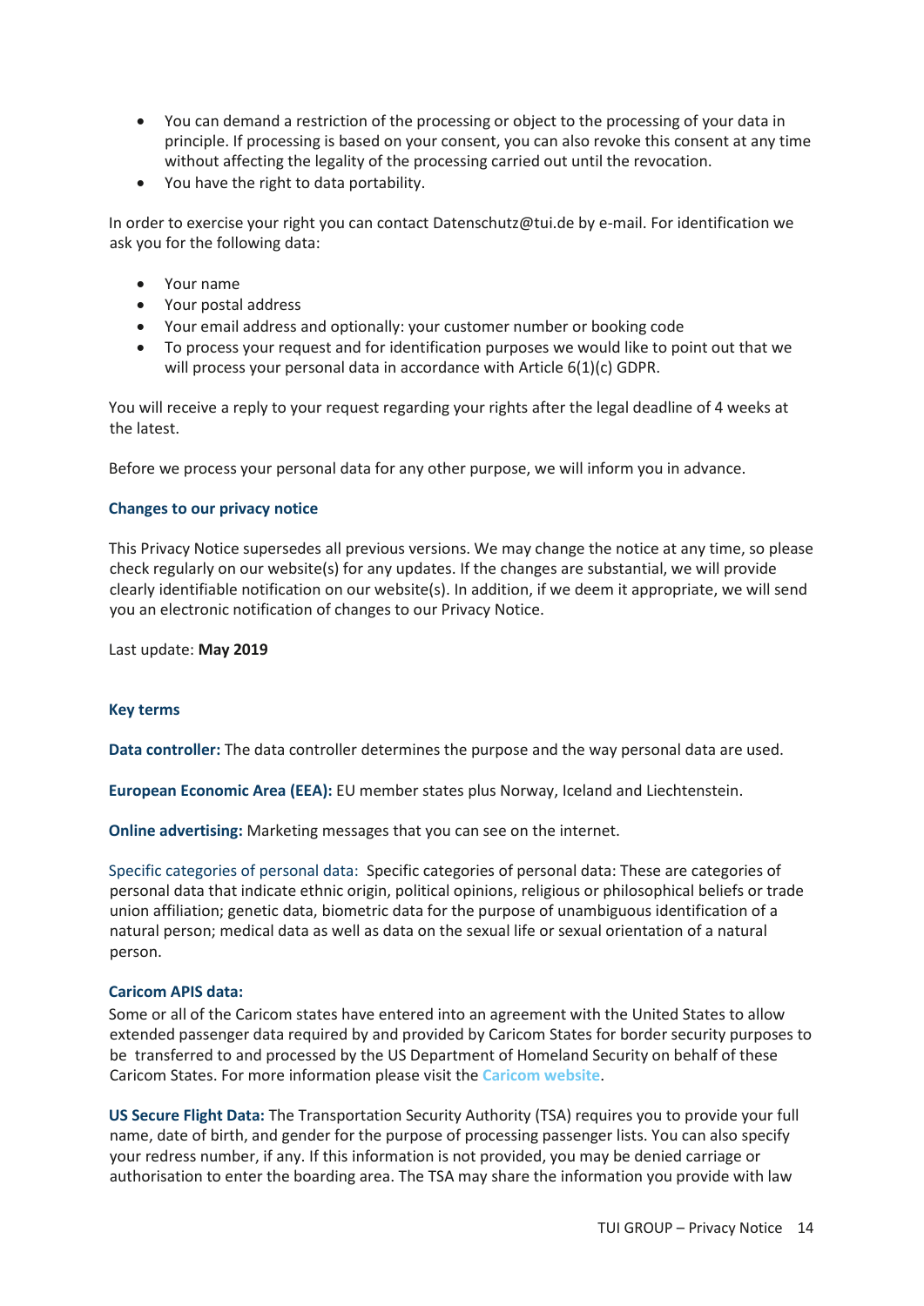- You can demand a restriction of the processing or object to the processing of your data in principle. If processing is based on your consent, you can also revoke this consent at any time without affecting the legality of the processing carried out until the revocation.
- You have the right to data portability.

In order to exercise your right you can contact Datenschutz@tui.de by e-mail. For identification we ask you for the following data:

- Your name
- Your postal address
- Your email address and optionally: your customer number or booking code
- To process your request and for identification purposes we would like to point out that we will process your personal data in accordance with Article 6(1)(c) GDPR.

You will receive a reply to your request regarding your rights after the legal deadline of 4 weeks at the latest.

Before we process your personal data for any other purpose, we will inform you in advance.

### Changes to our privacy notice

This Privacy Notice supersedes all previous versions. We may change the notice at any time, so please check regularly on our website(s) for any updates. If the changes are substantial, we will provide clearly identifiable notification on our website(s). In addition, if we deem it appropriate, we will send you an electronic notification of changes to our Privacy Notice.

Last update: **May 2019**

### Key terms

**Data controller:** The data controller determines the purpose and the way personal data are used.

**European Economic Area (EEA):** EU member states plus Norway, Iceland and Liechtenstein.

**Online advertising:** Marketing messages that you can see on the internet.

Specific categories of personal data: Specific categories of personal data: These are categories of personal data that indicate ethnic origin, political opinions, religious or philosophical beliefs or trade union affiliation; genetic data, biometric data for the purpose of unambiguous identification of a natural person; medical data as well as data on the sexual life or sexual orientation of a natural person.

**Caricom APIS data:**
Some or all of the Caricom states have entered into an agreement with the United States to allow extended passenger data required by and provided by Caricom States for border security purposes to be transferred to and processed by the US Department of Homeland Security on behalf of these Caricom States. For more information please visit the Caricom website.

**US Secure Flight Data:** The Transportation Security Authority (TSA) requires you to provide your full name, date of birth, and gender for the purpose of processing passenger lists. You can also specify your redress number, if any. If this information is not provided, you may be denied carriage or authorisation to enter the boarding area. The TSA may share the information you provide with law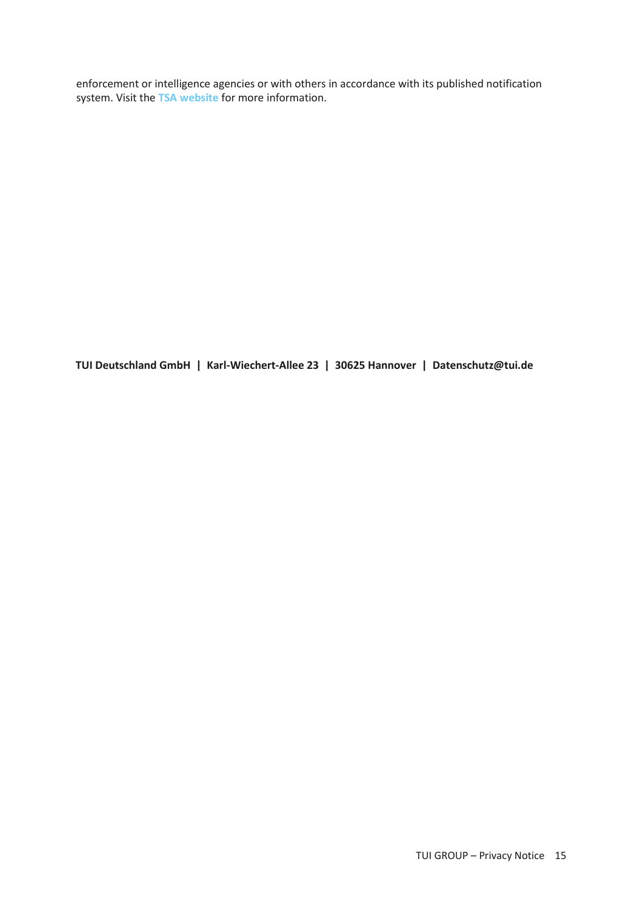enforcement or intelligence agencies or with others in accordance with its published notification system. Visit the TSA website for more information.

**TUI Deutschland GmbH | Karl-Wiechert-Allee 23 | 30625 Hannover | Datenschutz@tui.de**